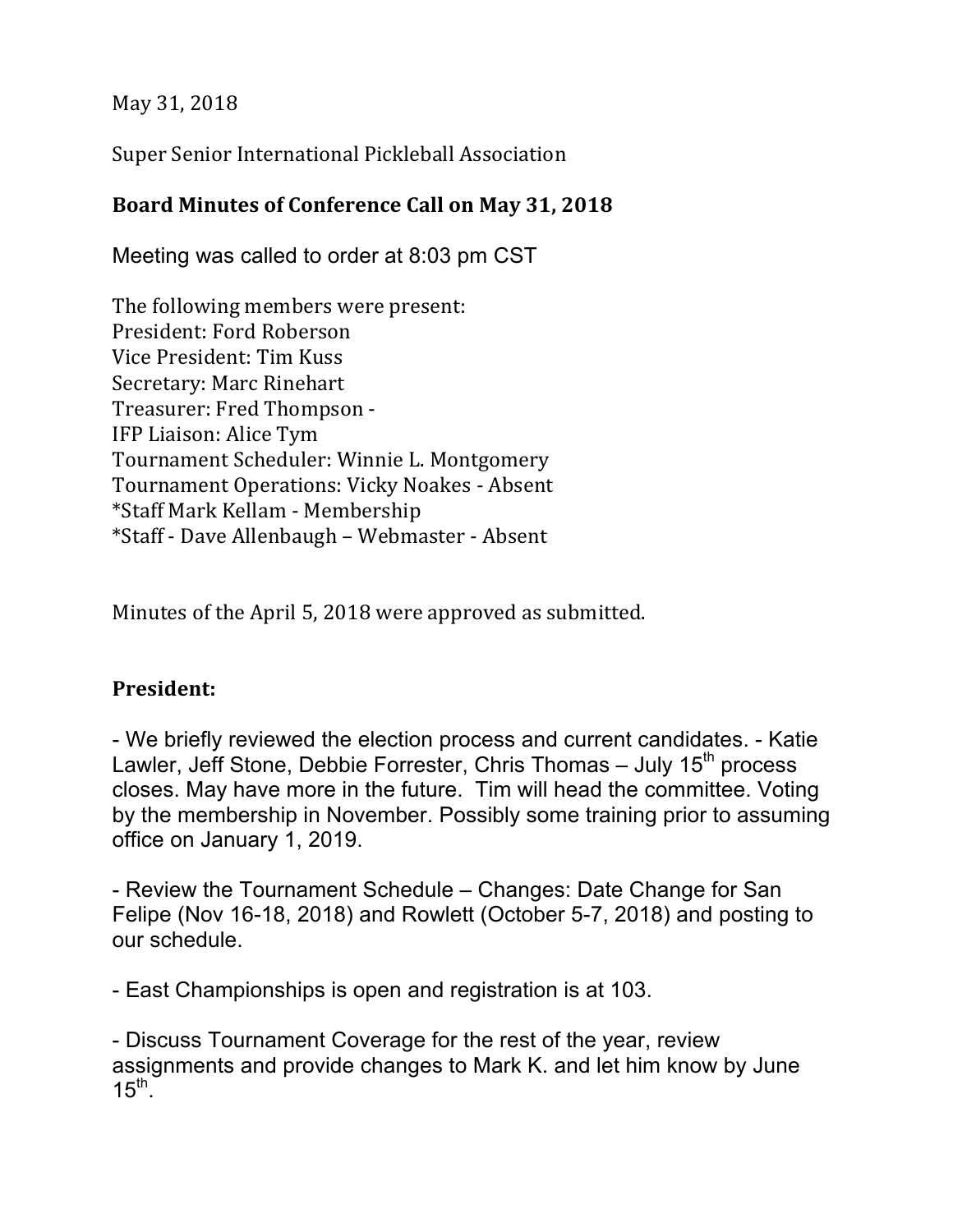May 31, 2018

Super Senior International Pickleball Association

**Board Minutes of Conference Call on May 31, 2018**

Meeting was called to order at 8:03 pm CST

The following members were present:
President: Ford Roberson
Vice President: Tim Kuss
Secretary: Marc Rinehart
Treasurer: Fred Thompson -
IFP Liaison: Alice Tym
Tournament Scheduler: Winnie L. Montgomery
Tournament Operations: Vicky Noakes - Absent
*Staff Mark Kellam - Membership
*Staff - Dave Allenbaugh – Webmaster - Absent

Minutes of the April 5, 2018 were approved as submitted.

**President:**

- We briefly reviewed the election process and current candidates. - Katie Lawler, Jeff Stone, Debbie Forrester, Chris Thomas – July 15th process closes. May have more in the future. Tim will head the committee. Voting by the membership in November. Possibly some training prior to assuming office on January 1, 2019.

- Review the Tournament Schedule – Changes: Date Change for San Felipe (Nov 16-18, 2018) and Rowlett (October 5-7, 2018) and posting to our schedule.

- East Championships is open and registration is at 103.

- Discuss Tournament Coverage for the rest of the year, review assignments and provide changes to Mark K. and let him know by June 15th.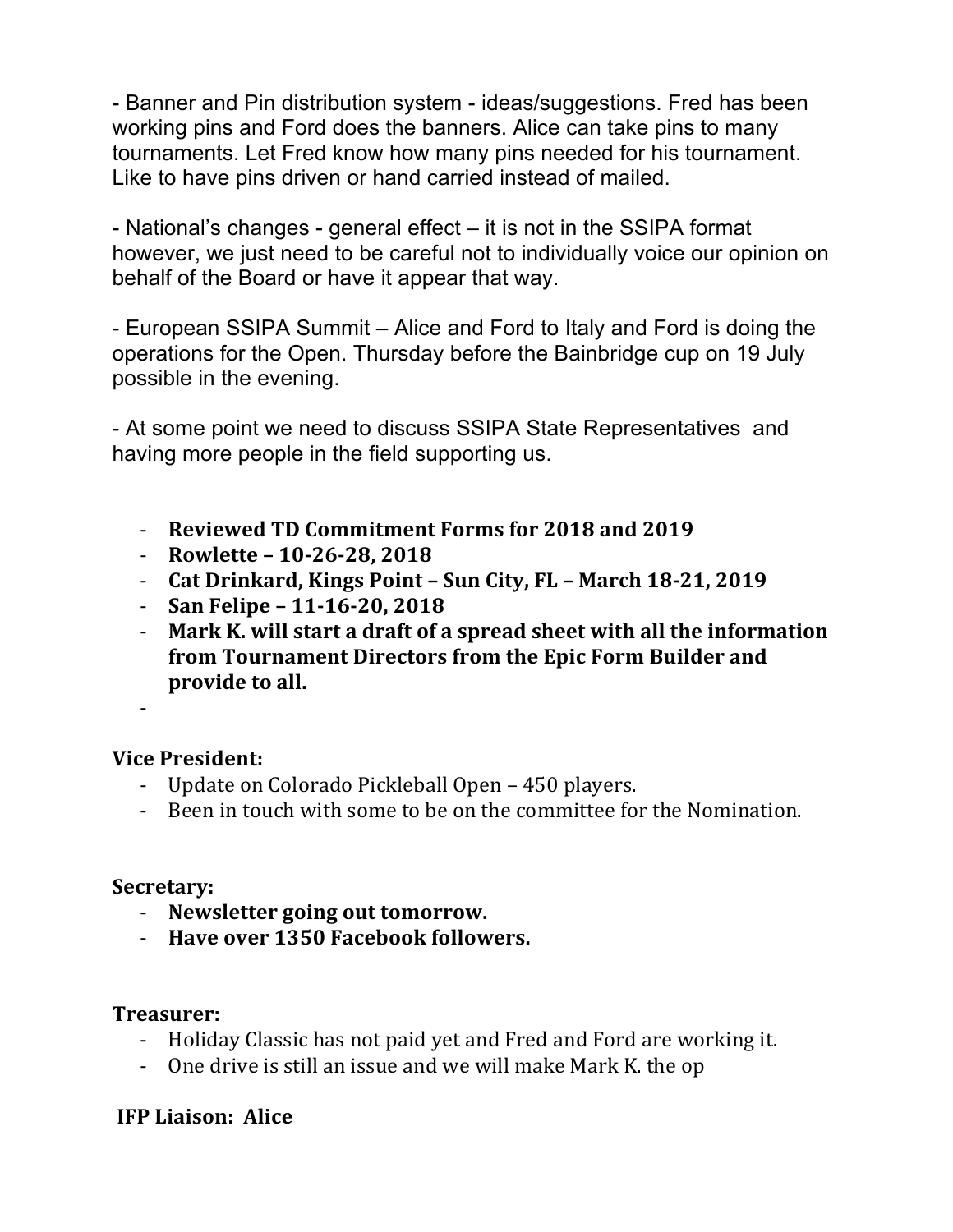- Banner and Pin distribution system - ideas/suggestions. Fred has been working pins and Ford does the banners. Alice can take pins to many tournaments. Let Fred know how many pins needed for his tournament. Like to have pins driven or hand carried instead of mailed.

- National's changes - general effect – it is not in the SSIPA format however, we just need to be careful not to individually voice our opinion on behalf of the Board or have it appear that way.

- European SSIPA Summit – Alice and Ford to Italy and Ford is doing the operations for the Open. Thursday before the Bainbridge cup on 19 July possible in the evening.

- At some point we need to discuss SSIPA State Representatives and having more people in the field supporting us.

- **Reviewed TD Commitment Forms for 2018 and 2019**
- **Rowlette – 10-26-28, 2018**
- **Cat Drinkard, Kings Point – Sun City, FL – March 18-21, 2019**
- **San Felipe – 11-16-20, 2018**
- **Mark K. will start a draft of a spread sheet with all the information from Tournament Directors from the Epic Form Builder and provide to all.**
-

**Vice President:**

- Update on Colorado Pickleball Open – 450 players.
- Been in touch with some to be on the committee for the Nomination.

**Secretary:**

- **Newsletter going out tomorrow.**
- **Have over 1350 Facebook followers.**

**Treasurer:**

- Holiday Classic has not paid yet and Fred and Ford are working it.
- One drive is still an issue and we will make Mark K. the op

**IFP Liaison: Alice**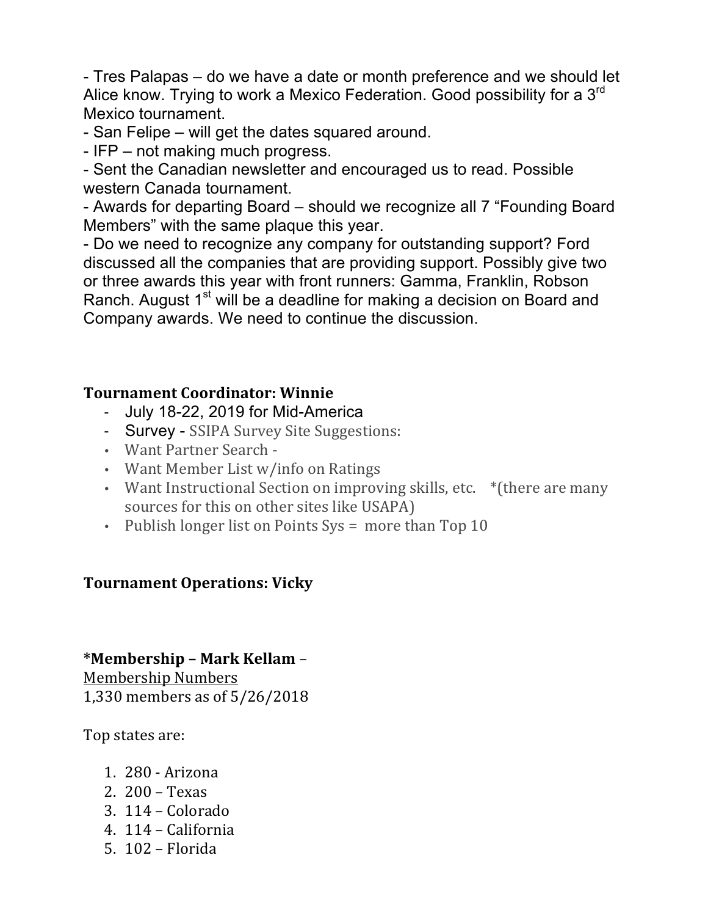- Tres Palapas – do we have a date or month preference and we should let Alice know. Trying to work a Mexico Federation. Good possibility for a 3rd Mexico tournament.
- San Felipe – will get the dates squared around.
- IFP – not making much progress.
- Sent the Canadian newsletter and encouraged us to read. Possible western Canada tournament.
- Awards for departing Board – should we recognize all 7 "Founding Board Members" with the same plaque this year.
- Do we need to recognize any company for outstanding support? Ford discussed all the companies that are providing support. Possibly give two or three awards this year with front runners: Gamma, Franklin, Robson Ranch. August 1st will be a deadline for making a decision on Board and Company awards. We need to continue the discussion.

**Tournament Coordinator: Winnie**

- July 18-22, 2019 for Mid-America
- Survey - SSIPA Survey Site Suggestions:
- Want Partner Search -
- Want Member List w/info on Ratings
- Want Instructional Section on improving skills, etc. *(there are many sources for this on other sites like USAPA)
- Publish longer list on Points Sys = more than Top 10

**Tournament Operations: Vicky**

**\*Membership – Mark Kellam** –

Membership Numbers
1,330 members as of 5/26/2018

Top states are:

1. 280 - Arizona
2. 200 – Texas
3. 114 – Colorado
4. 114 – California
5. 102 – Florida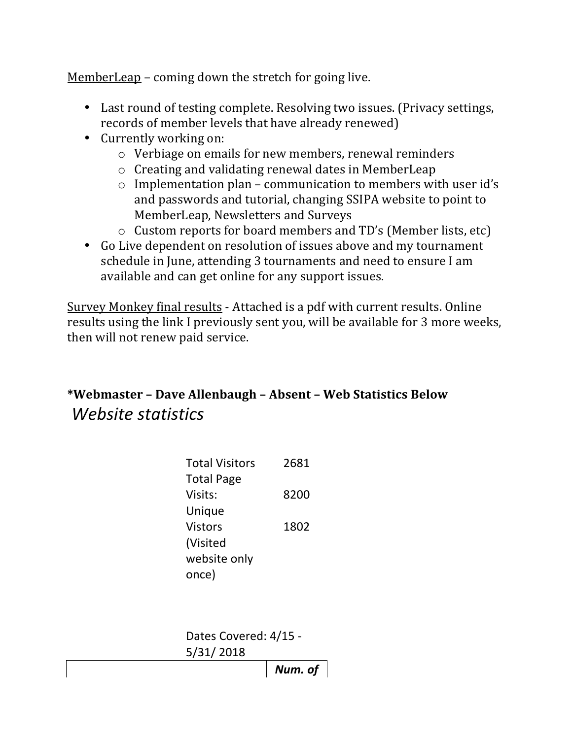<u>MemberLeap</u> – coming down the stretch for going live.

- Last round of testing complete. Resolving two issues. (Privacy settings, records of member levels that have already renewed)
- Currently working on:
  - Verbiage on emails for new members, renewal reminders
  - Creating and validating renewal dates in MemberLeap
  - Implementation plan – communication to members with user id's and passwords and tutorial, changing SSIPA website to point to MemberLeap, Newsletters and Surveys
  - Custom reports for board members and TD's (Member lists, etc)
- Go Live dependent on resolution of issues above and my tournament schedule in June, attending 3 tournaments and need to ensure I am available and can get online for any support issues.

<u>Survey Monkey final results</u> - Attached is a pdf with current results. Online results using the link I previously sent you, will be available for 3 more weeks, then will not renew paid service.

**\*Webmaster – Dave Allenbaugh – Absent – Web Statistics Below**

*Website statistics*

| | |
|---|---|
| Total Visitors | 2681 |
| Total Page Visits: | 8200 |
| Unique Vistors (Visited website only once) | 1802 |

Dates Covered: 4/15 - 5/31/ 2018

| | ***Num. of*** |
|---|---|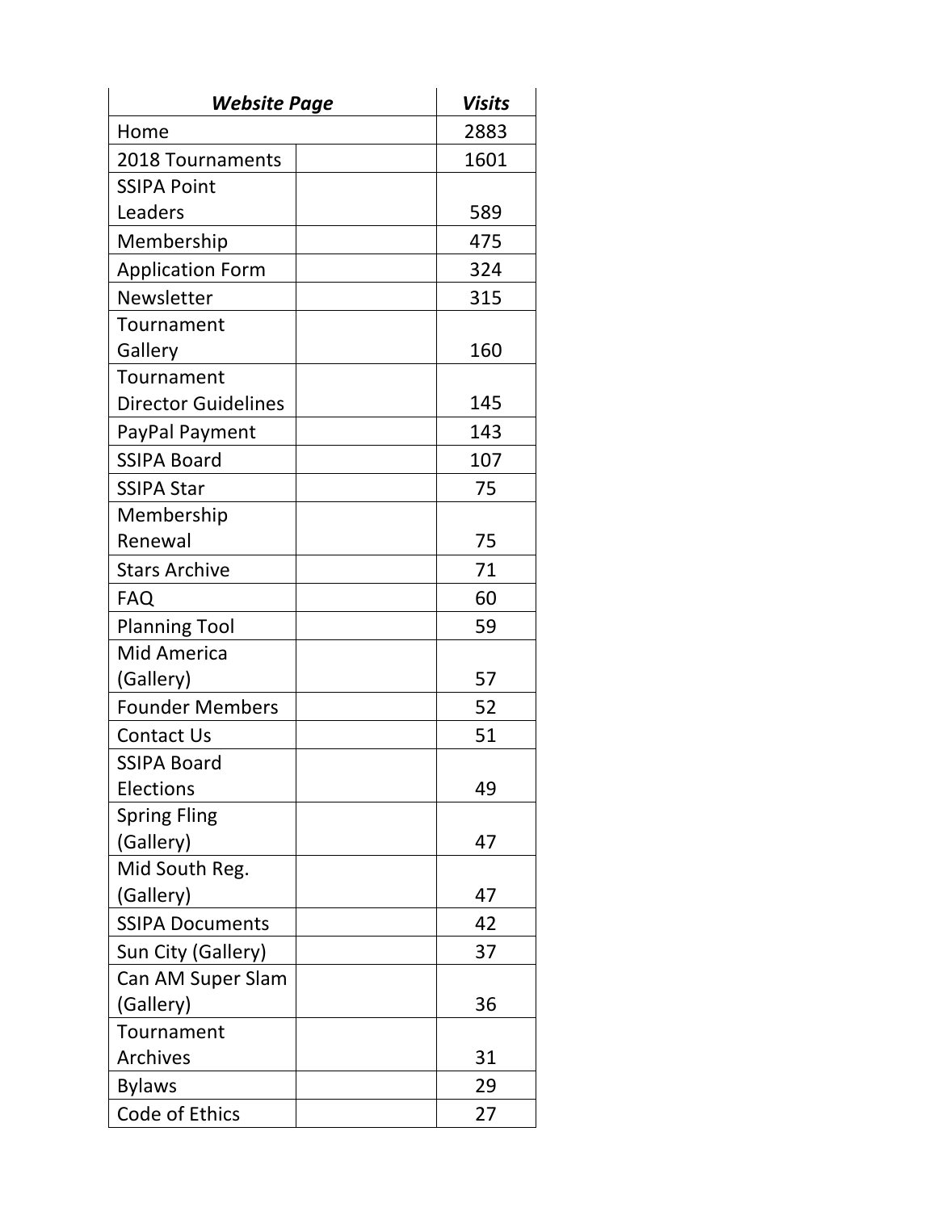| ***Website Page*** | | ***Visits*** |
|---|---|---|
| Home | | 2883 |
| 2018 Tournaments | | 1601 |
| SSIPA Point Leaders | | 589 |
| Membership | | 475 |
| Application Form | | 324 |
| Newsletter | | 315 |
| Tournament Gallery | | 160 |
| Tournament Director Guidelines | | 145 |
| PayPal Payment | | 143 |
| SSIPA Board | | 107 |
| SSIPA Star | | 75 |
| Membership Renewal | | 75 |
| Stars Archive | | 71 |
| FAQ | | 60 |
| Planning Tool | | 59 |
| Mid America (Gallery) | | 57 |
| Founder Members | | 52 |
| Contact Us | | 51 |
| SSIPA Board Elections | | 49 |
| Spring Fling (Gallery) | | 47 |
| Mid South Reg. (Gallery) | | 47 |
| SSIPA Documents | | 42 |
| Sun City (Gallery) | | 37 |
| Can AM Super Slam (Gallery) | | 36 |
| Tournament Archives | | 31 |
| Bylaws | | 29 |
| Code of Ethics | | 27 |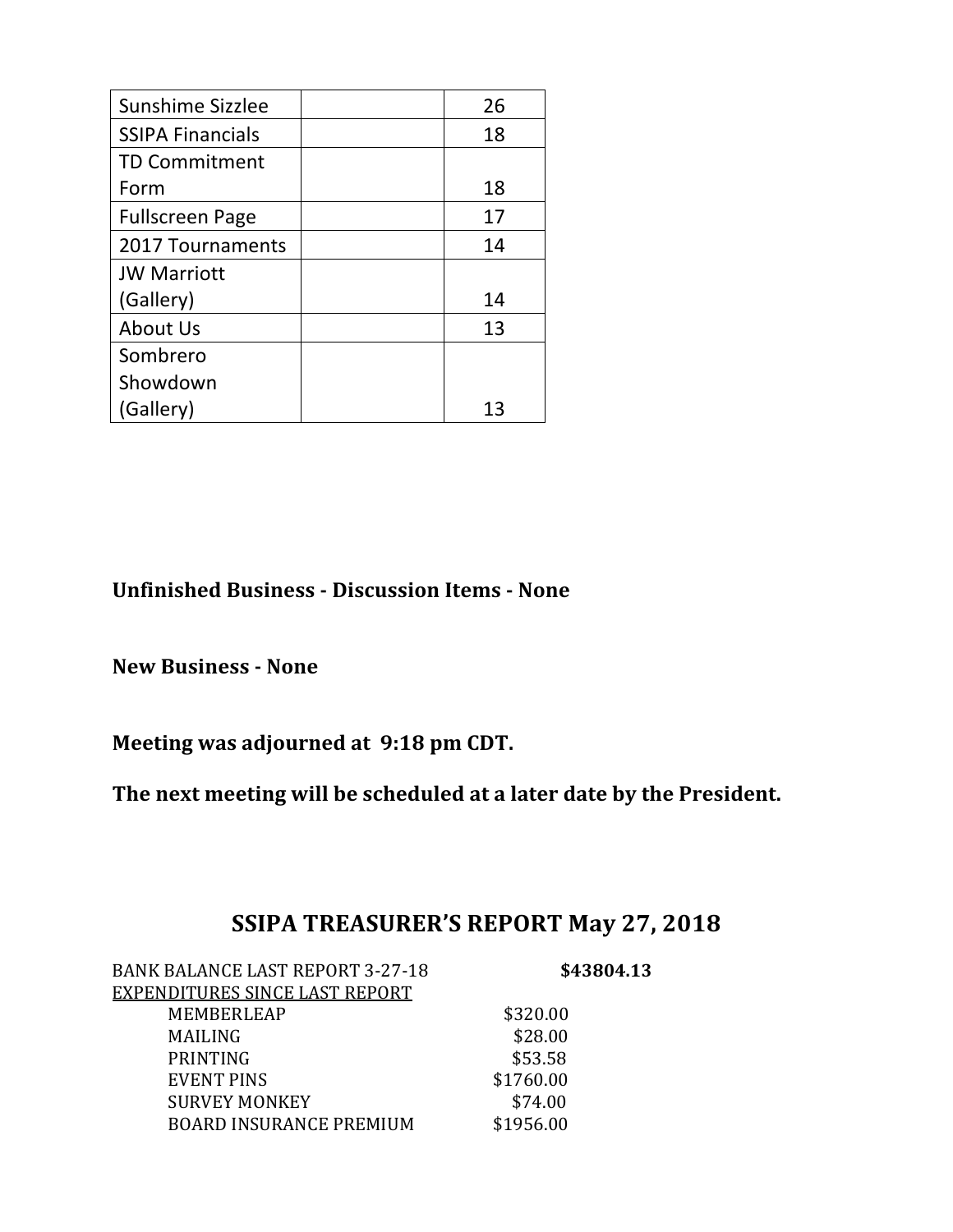| Sunshime Sizzlee | | 26 |
|---|---|---|
| SSIPA Financials | | 18 |
| TD Commitment Form | | 18 |
| Fullscreen Page | | 17 |
| 2017 Tournaments | | 14 |
| JW Marriott (Gallery) | | 14 |
| About Us | | 13 |
| Sombrero Showdown (Gallery) | | 13 |

**Unfinished Business - Discussion Items - None**

**New Business - None**

**Meeting was adjourned at 9:18 pm CDT.**

**The next meeting will be scheduled at a later date by the President.**

## SSIPA TREASURER'S REPORT May 27, 2018

BANK BALANCE LAST REPORT 3-27-18 **$43804.13**

EXPENDITURES SINCE LAST REPORT

| | |
|---|---|
| MEMBERLEAP | $320.00 |
| MAILING | $28.00 |
| PRINTING | $53.58 |
| EVENT PINS | $1760.00 |
| SURVEY MONKEY | $74.00 |
| BOARD INSURANCE PREMIUM | $1956.00 |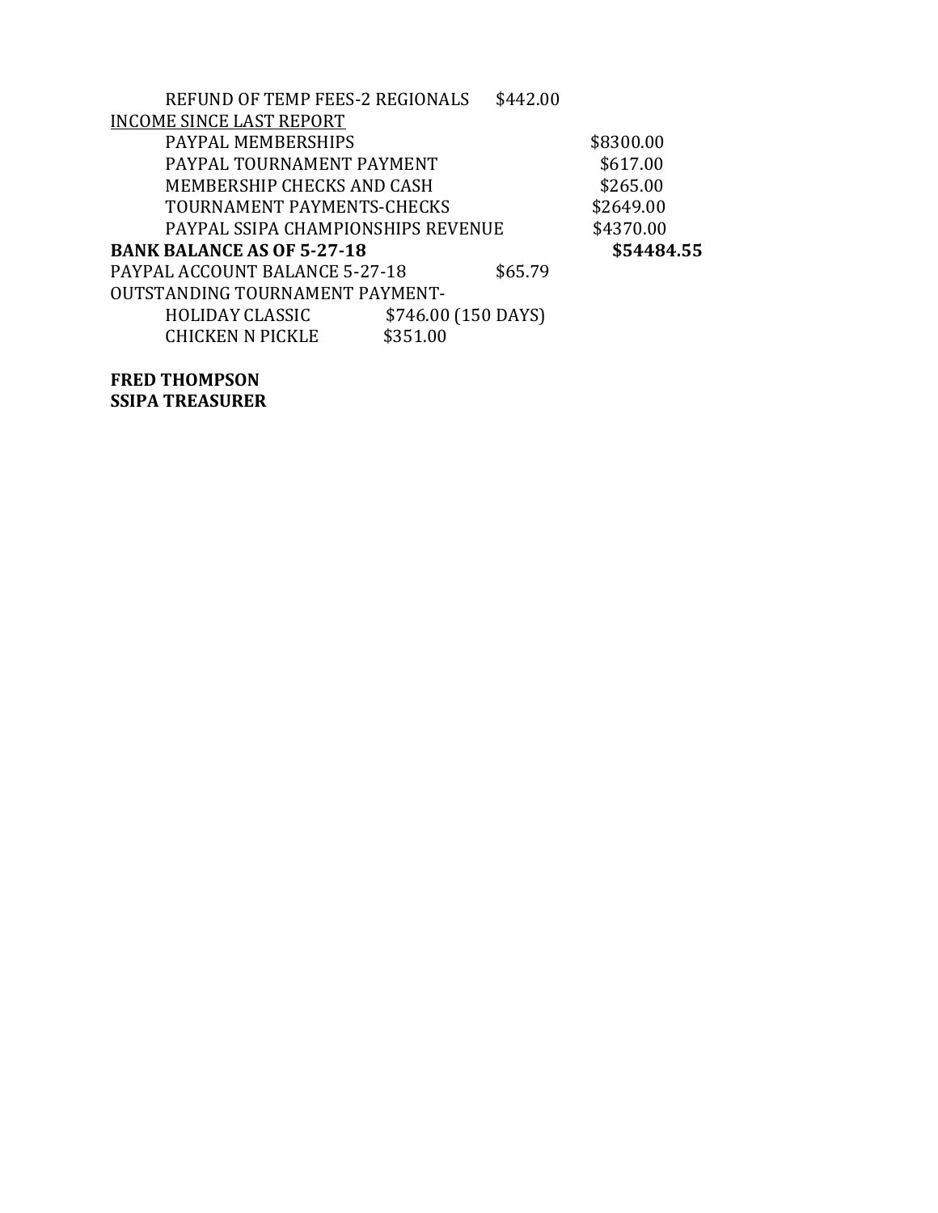REFUND OF TEMP FEES-2 REGIONALS $442.00

<u>INCOME SINCE LAST REPORT</u>

| | | |
|---|---|---|
| PAYPAL MEMBERSHIPS | | $8300.00 |
| PAYPAL TOURNAMENT PAYMENT | | $617.00 |
| MEMBERSHIP CHECKS AND CASH | | $265.00 |
| TOURNAMENT PAYMENTS-CHECKS | | $2649.00 |
| PAYPAL SSIPA CHAMPIONSHIPS REVENUE | | $4370.00 |
| **BANK BALANCE AS OF 5-27-18** | | **$54484.55** |
| PAYPAL ACCOUNT BALANCE 5-27-18 | $65.79 | |

OUTSTANDING TOURNAMENT PAYMENT-

HOLIDAY CLASSIC $746.00 (150 DAYS)

CHICKEN N PICKLE $351.00

**FRED THOMPSON**
**SSIPA TREASURER**